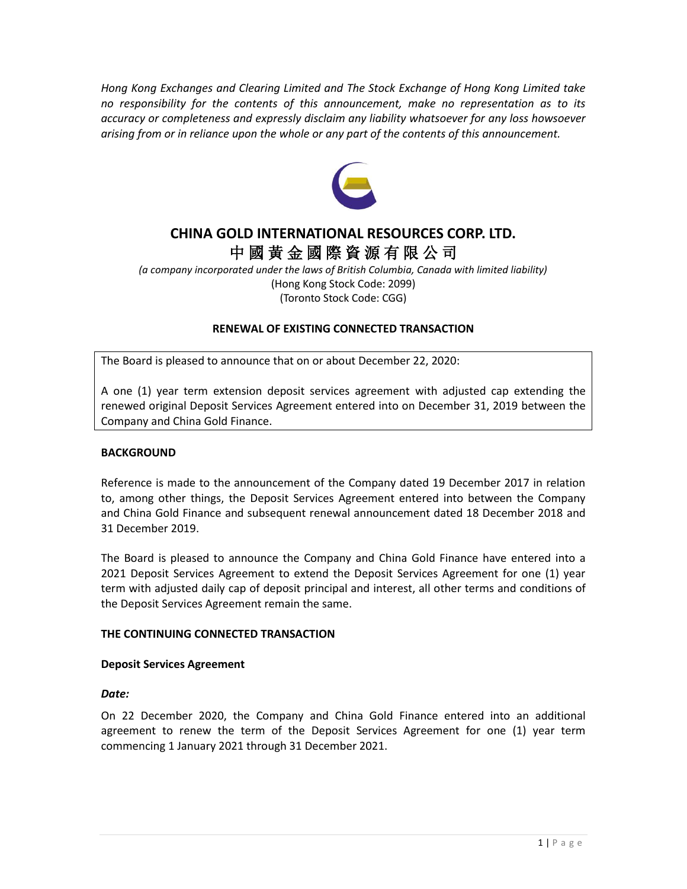*Hong Kong Exchanges and Clearing Limited and The Stock Exchange of Hong Kong Limited take no responsibility for the contents of this announcement, make no representation as to its accuracy or completeness and expressly disclaim any liability whatsoever for any loss howsoever arising from or in reliance upon the whole or any part of the contents of this announcement.*

# CHINA GOLD INTERNATIONAL RESOURCES CORP. LTD.
# 中國黃金國際資源有限公司

*(a company incorporated under the laws of British Columbia, Canada with limited liability)*
(Hong Kong Stock Code: 2099)
(Toronto Stock Code: CGG)

**RENEWAL OF EXISTING CONNECTED TRANSACTION**

The Board is pleased to announce that on or about December 22, 2020:

A one (1) year term extension deposit services agreement with adjusted cap extending the renewed original Deposit Services Agreement entered into on December 31, 2019 between the Company and China Gold Finance.

## BACKGROUND

Reference is made to the announcement of the Company dated 19 December 2017 in relation to, among other things, the Deposit Services Agreement entered into between the Company and China Gold Finance and subsequent renewal announcement dated 18 December 2018 and 31 December 2019.

The Board is pleased to announce the Company and China Gold Finance have entered into a 2021 Deposit Services Agreement to extend the Deposit Services Agreement for one (1) year term with adjusted daily cap of deposit principal and interest, all other terms and conditions of the Deposit Services Agreement remain the same.

## THE CONTINUING CONNECTED TRANSACTION

### Deposit Services Agreement

***Date:***

On 22 December 2020, the Company and China Gold Finance entered into an additional agreement to renew the term of the Deposit Services Agreement for one (1) year term commencing 1 January 2021 through 31 December 2021.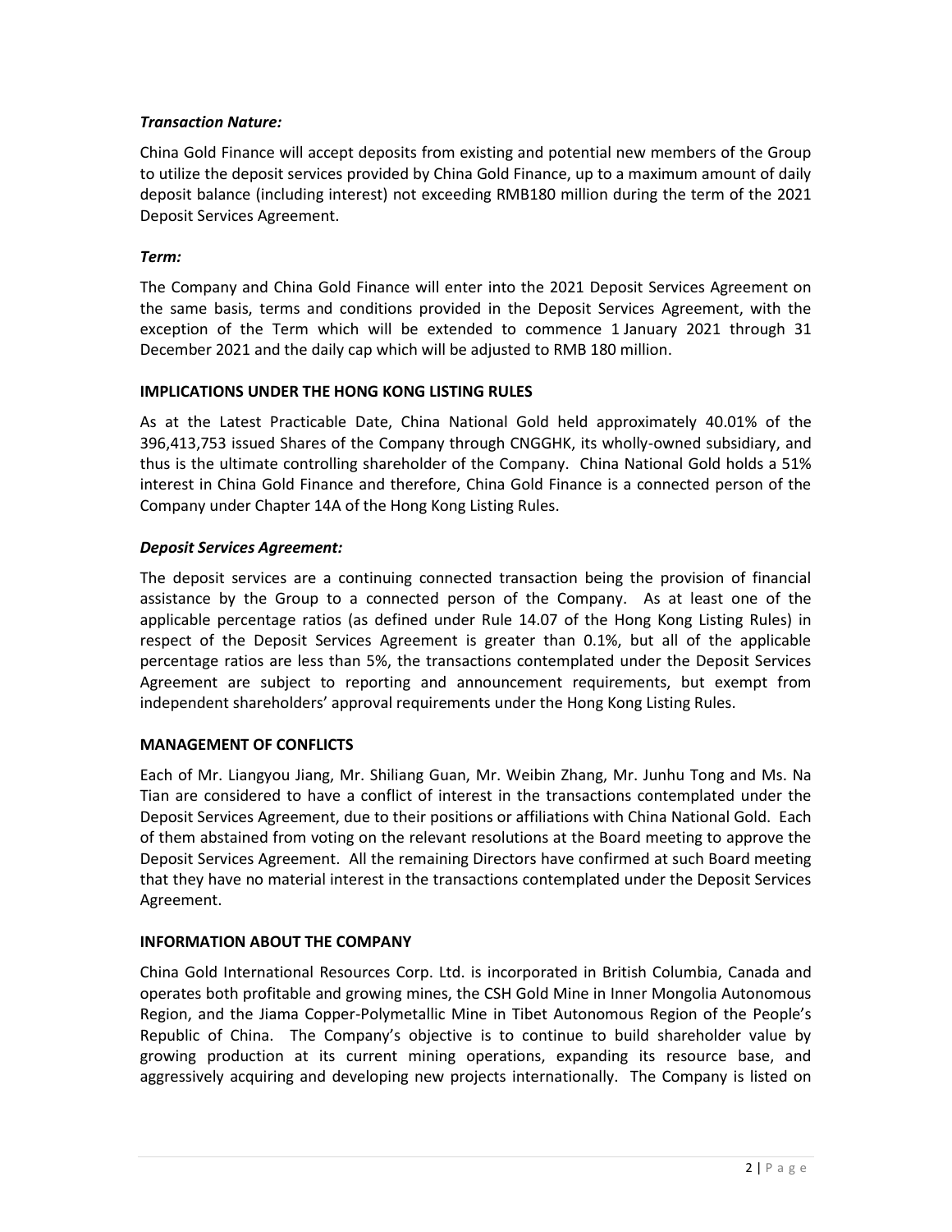***Transaction Nature:***

China Gold Finance will accept deposits from existing and potential new members of the Group to utilize the deposit services provided by China Gold Finance, up to a maximum amount of daily deposit balance (including interest) not exceeding RMB180 million during the term of the 2021 Deposit Services Agreement.

***Term:***

The Company and China Gold Finance will enter into the 2021 Deposit Services Agreement on the same basis, terms and conditions provided in the Deposit Services Agreement, with the exception of the Term which will be extended to commence 1 January 2021 through 31 December 2021 and the daily cap which will be adjusted to RMB 180 million.

**IMPLICATIONS UNDER THE HONG KONG LISTING RULES**

As at the Latest Practicable Date, China National Gold held approximately 40.01% of the 396,413,753 issued Shares of the Company through CNGGHK, its wholly-owned subsidiary, and thus is the ultimate controlling shareholder of the Company. China National Gold holds a 51% interest in China Gold Finance and therefore, China Gold Finance is a connected person of the Company under Chapter 14A of the Hong Kong Listing Rules.

***Deposit Services Agreement:***

The deposit services are a continuing connected transaction being the provision of financial assistance by the Group to a connected person of the Company. As at least one of the applicable percentage ratios (as defined under Rule 14.07 of the Hong Kong Listing Rules) in respect of the Deposit Services Agreement is greater than 0.1%, but all of the applicable percentage ratios are less than 5%, the transactions contemplated under the Deposit Services Agreement are subject to reporting and announcement requirements, but exempt from independent shareholders' approval requirements under the Hong Kong Listing Rules.

**MANAGEMENT OF CONFLICTS**

Each of Mr. Liangyou Jiang, Mr. Shiliang Guan, Mr. Weibin Zhang, Mr. Junhu Tong and Ms. Na Tian are considered to have a conflict of interest in the transactions contemplated under the Deposit Services Agreement, due to their positions or affiliations with China National Gold. Each of them abstained from voting on the relevant resolutions at the Board meeting to approve the Deposit Services Agreement. All the remaining Directors have confirmed at such Board meeting that they have no material interest in the transactions contemplated under the Deposit Services Agreement.

**INFORMATION ABOUT THE COMPANY**

China Gold International Resources Corp. Ltd. is incorporated in British Columbia, Canada and operates both profitable and growing mines, the CSH Gold Mine in Inner Mongolia Autonomous Region, and the Jiama Copper-Polymetallic Mine in Tibet Autonomous Region of the People's Republic of China. The Company's objective is to continue to build shareholder value by growing production at its current mining operations, expanding its resource base, and aggressively acquiring and developing new projects internationally. The Company is listed on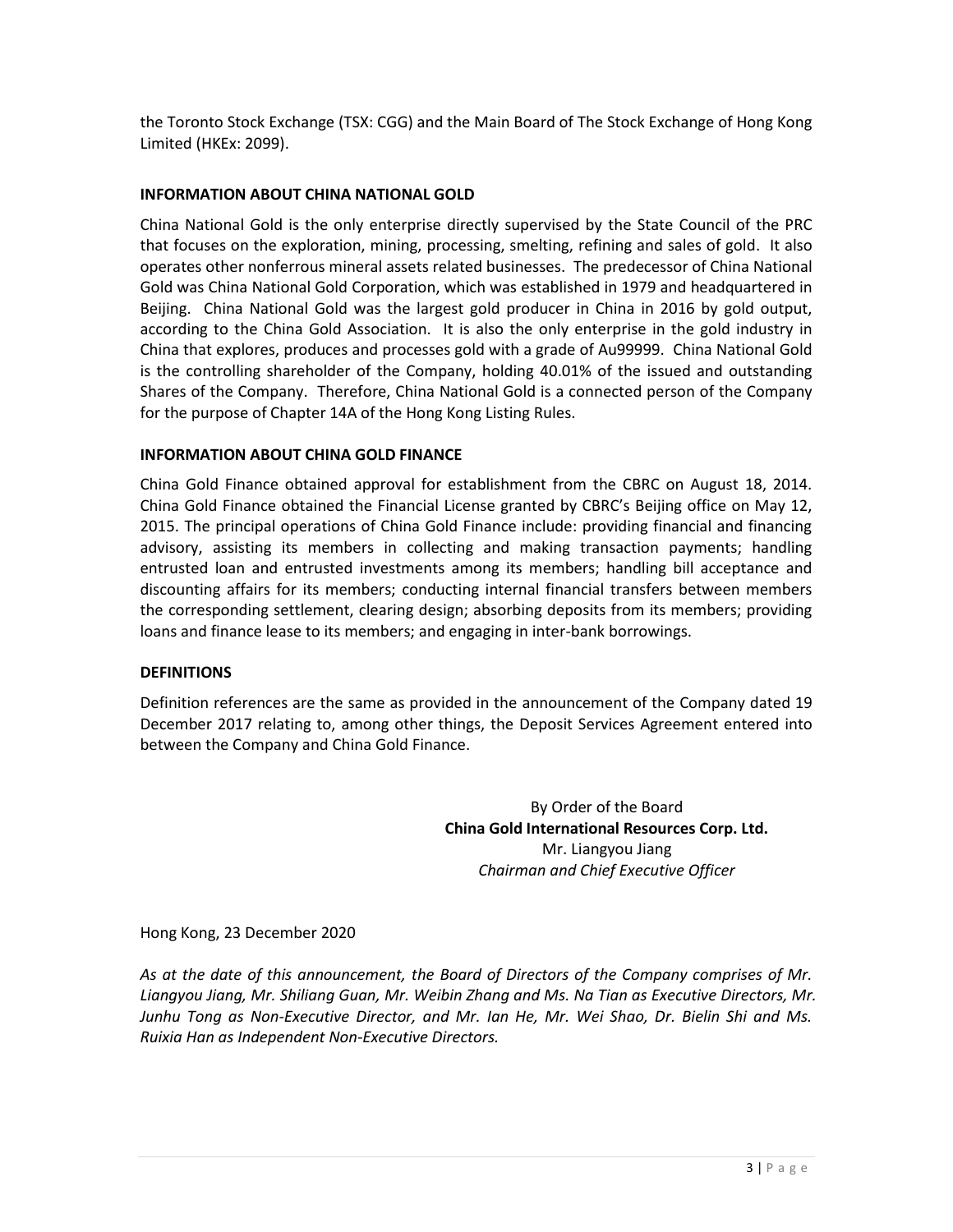the Toronto Stock Exchange (TSX: CGG) and the Main Board of The Stock Exchange of Hong Kong Limited (HKEx: 2099).

## INFORMATION ABOUT CHINA NATIONAL GOLD

China National Gold is the only enterprise directly supervised by the State Council of the PRC that focuses on the exploration, mining, processing, smelting, refining and sales of gold. It also operates other nonferrous mineral assets related businesses. The predecessor of China National Gold was China National Gold Corporation, which was established in 1979 and headquartered in Beijing. China National Gold was the largest gold producer in China in 2016 by gold output, according to the China Gold Association. It is also the only enterprise in the gold industry in China that explores, produces and processes gold with a grade of Au99999. China National Gold is the controlling shareholder of the Company, holding 40.01% of the issued and outstanding Shares of the Company. Therefore, China National Gold is a connected person of the Company for the purpose of Chapter 14A of the Hong Kong Listing Rules.

## INFORMATION ABOUT CHINA GOLD FINANCE

China Gold Finance obtained approval for establishment from the CBRC on August 18, 2014. China Gold Finance obtained the Financial License granted by CBRC's Beijing office on May 12, 2015. The principal operations of China Gold Finance include: providing financial and financing advisory, assisting its members in collecting and making transaction payments; handling entrusted loan and entrusted investments among its members; handling bill acceptance and discounting affairs for its members; conducting internal financial transfers between members the corresponding settlement, clearing design; absorbing deposits from its members; providing loans and finance lease to its members; and engaging in inter-bank borrowings.

## DEFINITIONS

Definition references are the same as provided in the announcement of the Company dated 19 December 2017 relating to, among other things, the Deposit Services Agreement entered into between the Company and China Gold Finance.

By Order of the Board
**China Gold International Resources Corp. Ltd.**
Mr. Liangyou Jiang
*Chairman and Chief Executive Officer*

Hong Kong, 23 December 2020

*As at the date of this announcement, the Board of Directors of the Company comprises of Mr. Liangyou Jiang, Mr. Shiliang Guan, Mr. Weibin Zhang and Ms. Na Tian as Executive Directors, Mr. Junhu Tong as Non-Executive Director, and Mr. Ian He, Mr. Wei Shao, Dr. Bielin Shi and Ms. Ruixia Han as Independent Non-Executive Directors.*